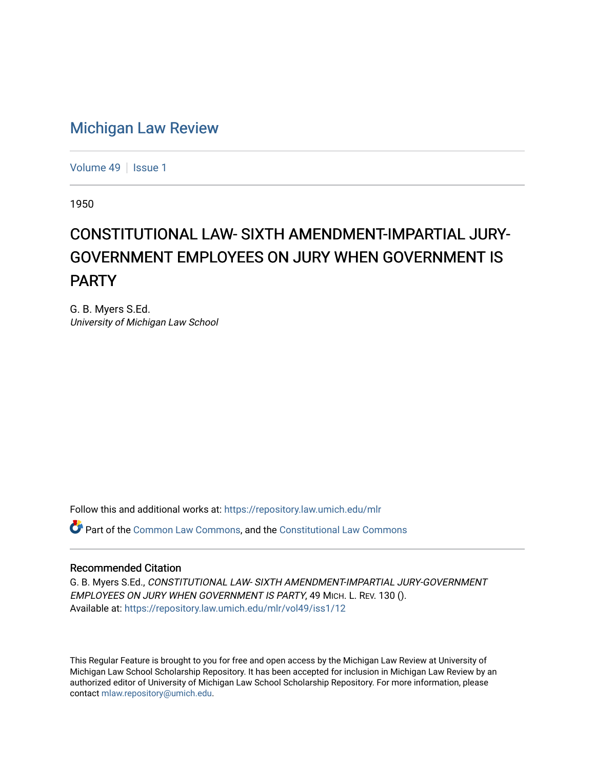# Michigan Law Review

Volume 49 | Issue 1

1950

## CONSTITUTIONAL LAW- SIXTH AMENDMENT-IMPARTIAL JURY-GOVERNMENT EMPLOYEES ON JURY WHEN GOVERNMENT IS PARTY

G. B. Myers S.Ed.
*University of Michigan Law School*

Follow this and additional works at: https://repository.law.umich.edu/mlr

Part of the Common Law Commons, and the Constitutional Law Commons

### Recommended Citation

G. B. Myers S.Ed., *CONSTITUTIONAL LAW- SIXTH AMENDMENT-IMPARTIAL JURY-GOVERNMENT EMPLOYEES ON JURY WHEN GOVERNMENT IS PARTY*, 49 MICH. L. REV. 130 ().
Available at: https://repository.law.umich.edu/mlr/vol49/iss1/12

This Regular Feature is brought to you for free and open access by the Michigan Law Review at University of Michigan Law School Scholarship Repository. It has been accepted for inclusion in Michigan Law Review by an authorized editor of University of Michigan Law School Scholarship Repository. For more information, please contact mlaw.repository@umich.edu.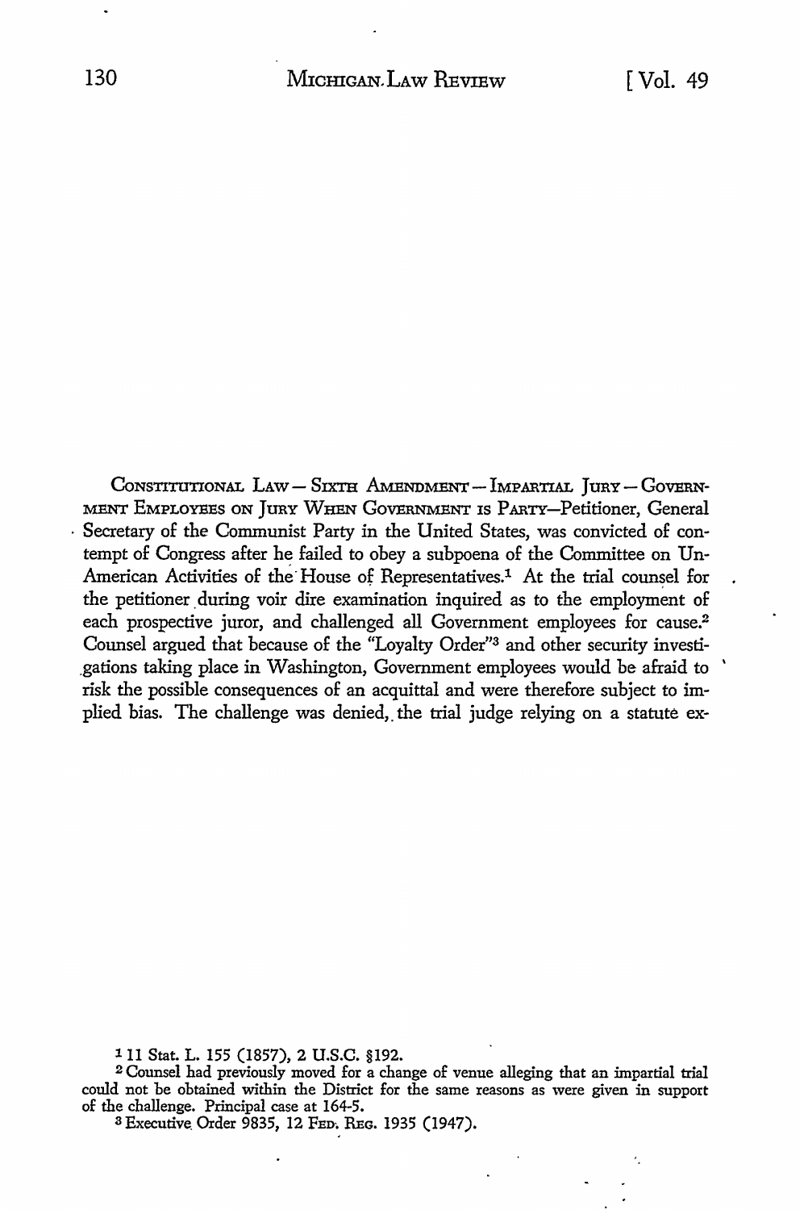CONSTITUTIONAL LAW — SIXTH AMENDMENT — IMPARTIAL JURY — GOVERNMENT EMPLOYEES ON JURY WHEN GOVERNMENT IS PARTY—Petitioner, General Secretary of the Communist Party in the United States, was convicted of contempt of Congress after he failed to obey a subpoena of the Committee on Un-American Activities of the House of Representatives.[1] At the trial counsel for the petitioner during voir dire examination inquired as to the employment of each prospective juror, and challenged all Government employees for cause.[2] Counsel argued that because of the "Loyalty Order"[3] and other security investigations taking place in Washington, Government employees would be afraid to risk the possible consequences of an acquittal and were therefore subject to implied bias. The challenge was denied, the trial judge relying on a statute ex-

[1] 11 Stat. L. 155 (1857), 2 U.S.C. §192.

[2] Counsel had previously moved for a change of venue alleging that an impartial trial could not be obtained within the District for the same reasons as were given in support of the challenge. Principal case at 164-5.

[3] Executive Order 9835, 12 FED. REG. 1935 (1947).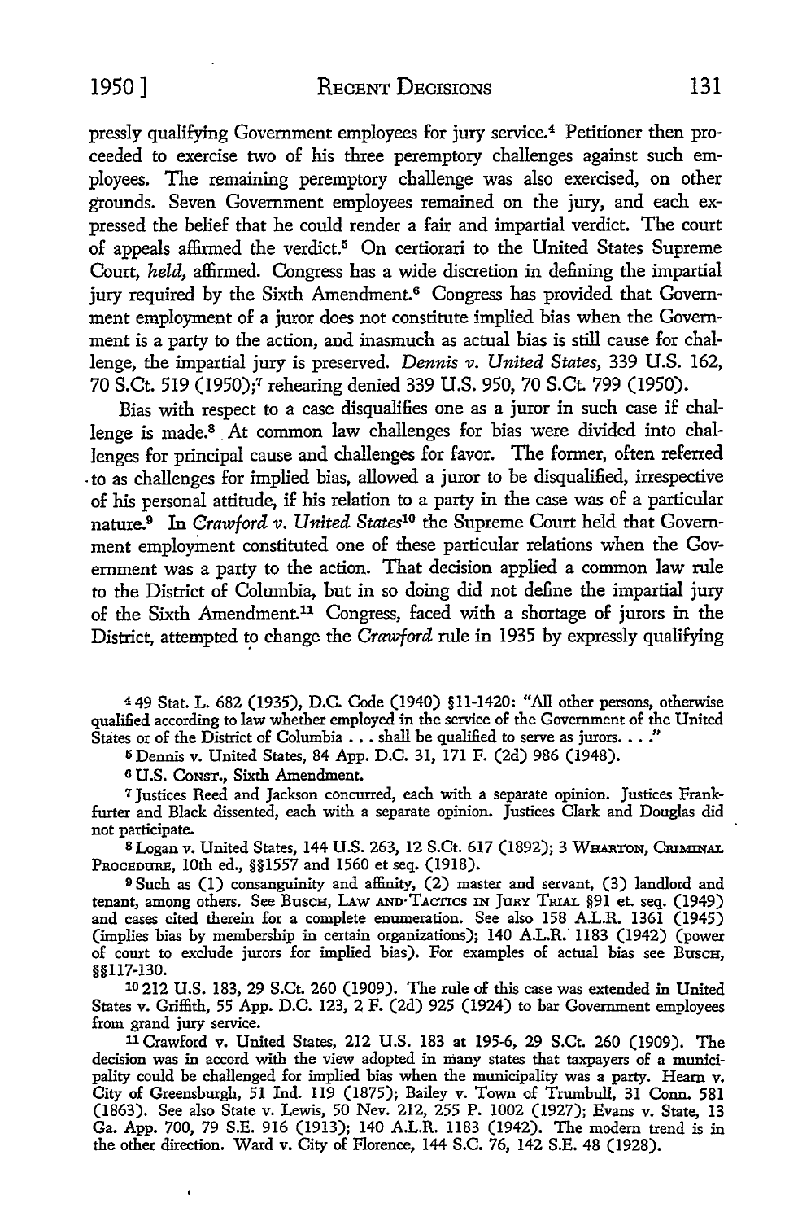pressly qualifying Government employees for jury service.[4] Petitioner then proceeded to exercise two of his three peremptory challenges against such employees. The remaining peremptory challenge was also exercised, on other grounds. Seven Government employees remained on the jury, and each expressed the belief that he could render a fair and impartial verdict. The court of appeals affirmed the verdict.[5] On certiorari to the United States Supreme Court, *held,* affirmed. Congress has a wide discretion in defining the impartial jury required by the Sixth Amendment.[6] Congress has provided that Government employment of a juror does not constitute implied bias when the Government is a party to the action, and inasmuch as actual bias is still cause for challenge, the impartial jury is preserved. *Dennis v. United States,* 339 U.S. 162, 70 S.Ct. 519 (1950);[7] rehearing denied 339 U.S. 950, 70 S.Ct. 799 (1950).

Bias with respect to a case disqualifies one as a juror in such case if challenge is made.[8] At common law challenges for bias were divided into challenges for principal cause and challenges for favor. The former, often referred to as challenges for implied bias, allowed a juror to be disqualified, irrespective of his personal attitude, if his relation to a party in the case was of a particular nature.[9] In *Crawford v. United States*[10] the Supreme Court held that Government employment constituted one of these particular relations when the Government was a party to the action. That decision applied a common law rule to the District of Columbia, but in so doing did not define the impartial jury of the Sixth Amendment.[11] Congress, faced with a shortage of jurors in the District, attempted to change the *Crawford* rule in 1935 by expressly qualifying

---

[4] 49 Stat. L. 682 (1935), D.C. Code (1940) §11-1420: "All other persons, otherwise qualified according to law whether employed in the service of the Government of the United States or of the District of Columbia . . . shall be qualified to serve as jurors. . . ."

[5] Dennis v. United States, 84 App. D.C. 31, 171 F. (2d) 986 (1948).

[6] U.S. CONST., Sixth Amendment.

[7] Justices Reed and Jackson concurred, each with a separate opinion. Justices Frankfurter and Black dissented, each with a separate opinion. Justices Clark and Douglas did not participate.

[8] Logan v. United States, 144 U.S. 263, 12 S.Ct. 617 (1892); 3 WHARTON, CRIMINAL PROCEDURE, 10th ed., §§1557 and 1560 et seq. (1918).

[9] Such as (1) consanguinity and affinity, (2) master and servant, (3) landlord and tenant, among others. See BUSCH, LAW AND TACTICS IN JURY TRIAL §91 et. seq. (1949) and cases cited therein for a complete enumeration. See also 158 A.L.R. 1361 (1945) (implies bias by membership in certain organizations); 140 A.L.R. 1183 (1942) (power of court to exclude jurors for implied bias). For examples of actual bias see BUSCH, §§117-130.

[10] 212 U.S. 183, 29 S.Ct. 260 (1909). The rule of this case was extended in United States v. Griffith, 55 App. D.C. 123, 2 F. (2d) 925 (1924) to bar Government employees from grand jury service.

[11] Crawford v. United States, 212 U.S. 183 at 195-6, 29 S.Ct. 260 (1909). The decision was in accord with the view adopted in many states that taxpayers of a municipality could be challenged for implied bias when the municipality was a party. Hearn v. City of Greensburgh, 51 Ind. 119 (1875); Bailey v. Town of Trumbull, 31 Conn. 581 (1863). See also State v. Lewis, 50 Nev. 212, 255 P. 1002 (1927); Evans v. State, 13 Ga. App. 700, 79 S.E. 916 (1913); 140 A.L.R. 1183 (1942). The modern trend is in the other direction. Ward v. City of Florence, 144 S.C. 76, 142 S.E. 48 (1928).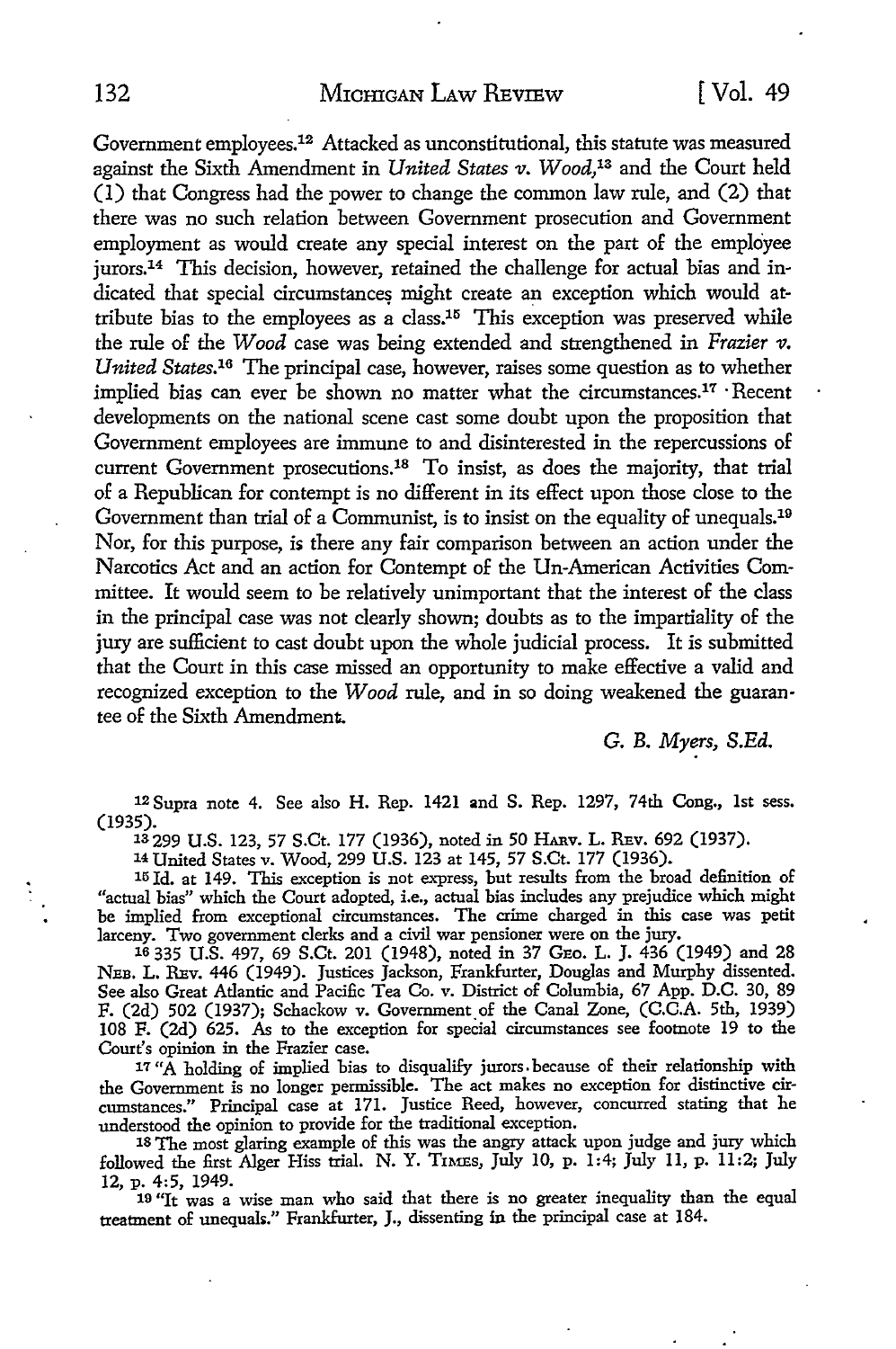Government employees.[12] Attacked as unconstitutional, this statute was measured against the Sixth Amendment in *United States v. Wood*,[13] and the Court held (1) that Congress had the power to change the common law rule, and (2) that there was no such relation between Government prosecution and Government employment as would create any special interest on the part of the employee jurors.[14] This decision, however, retained the challenge for actual bias and indicated that special circumstances might create an exception which would attribute bias to the employees as a class.[15] This exception was preserved while the rule of the *Wood* case was being extended and strengthened in *Frazier v. United States*.[16] The principal case, however, raises some question as to whether implied bias can ever be shown no matter what the circumstances.[17] Recent developments on the national scene cast some doubt upon the proposition that Government employees are immune to and disinterested in the repercussions of current Government prosecutions.[18] To insist, as does the majority, that trial of a Republican for contempt is no different in its effect upon those close to the Government than trial of a Communist, is to insist on the equality of unequals.[19] Nor, for this purpose, is there any fair comparison between an action under the Narcotics Act and an action for Contempt of the Un-American Activities Committee. It would seem to be relatively unimportant that the interest of the class in the principal case was not clearly shown; doubts as to the impartiality of the jury are sufficient to cast doubt upon the whole judicial process. It is submitted that the Court in this case missed an opportunity to make effective a valid and recognized exception to the *Wood* rule, and in so doing weakened the guarantee of the Sixth Amendment.

*G. B. Myers, S.Ed.*

---

[12] Supra note 4. See also H. Rep. 1421 and S. Rep. 1297, 74th Cong., 1st sess. (1935).

[13] 299 U.S. 123, 57 S.Ct. 177 (1936), noted in 50 Harv. L. Rev. 692 (1937).

[14] United States v. Wood, 299 U.S. 123 at 145, 57 S.Ct. 177 (1936).

[15] Id. at 149. This exception is not express, but results from the broad definition of "actual bias" which the Court adopted, i.e., actual bias includes any prejudice which might be implied from exceptional circumstances. The crime charged in this case was petit larceny. Two government clerks and a civil war pensioner were on the jury.

[16] 335 U.S. 497, 69 S.Ct. 201 (1948), noted in 37 Geo. L. J. 436 (1949) and 28 Neb. L. Rev. 446 (1949). Justices Jackson, Frankfurter, Douglas and Murphy dissented. See also Great Atlantic and Pacific Tea Co. v. District of Columbia, 67 App. D.C. 30, 89 F. (2d) 502 (1937); Schackow v. Government of the Canal Zone, (C.C.A. 5th, 1939) 108 F. (2d) 625. As to the exception for special circumstances see footnote 19 to the Court's opinion in the Frazier case.

[17] "A holding of implied bias to disqualify jurors because of their relationship with the Government is no longer permissible. The act makes no exception for distinctive circumstances." Principal case at 171. Justice Reed, however, concurred stating that he understood the opinion to provide for the traditional exception.

[18] The most glaring example of this was the angry attack upon judge and jury which followed the first Alger Hiss trial. N. Y. Times, July 10, p. 1:4; July 11, p. 11:2; July 12, p. 4:5, 1949.

[19] "It was a wise man who said that there is no greater inequality than the equal treatment of unequals." Frankfurter, J., dissenting in the principal case at 184.